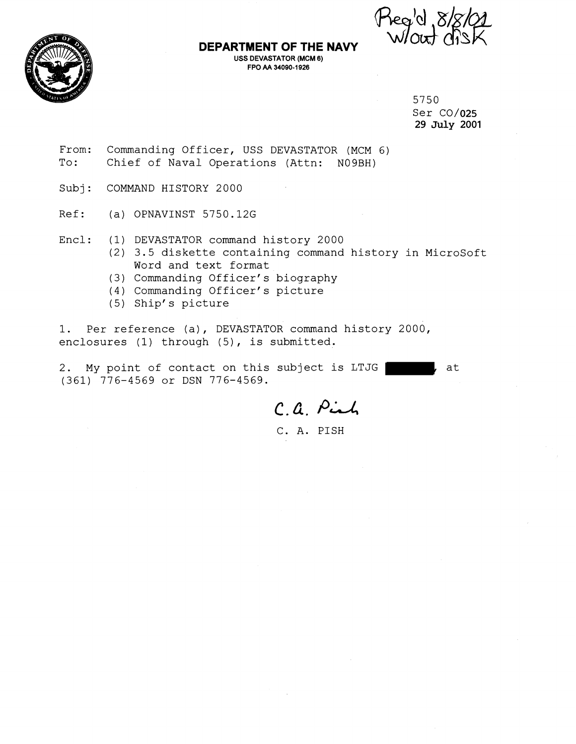Rec'd 8/8/01 w/out disk

# DEPARTMENT OF THE NAVY

**USS DEVASTATOR (MCM 6)**
**FPO AA 34090-1926**

5750
Ser CO/025
29 July 2001

From: Commanding Officer, USS DEVASTATOR (MCM 6)
To: Chief of Naval Operations (Attn: N09BH)

Subj: COMMAND HISTORY 2000

Ref: (a) OPNAVINST 5750.12G

Encl: (1) DEVASTATOR command history 2000
(2) 3.5 diskette containing command history in MicroSoft Word and text format
(3) Commanding Officer's biography
(4) Commanding Officer's picture
(5) Ship's picture

1. Per reference (a), DEVASTATOR command history 2000, enclosures (1) through (5), is submitted.

2. My point of contact on this subject is LTJG [REDACTED], at (361) 776-4569 or DSN 776-4569.

C. A. Pish

C. A. PISH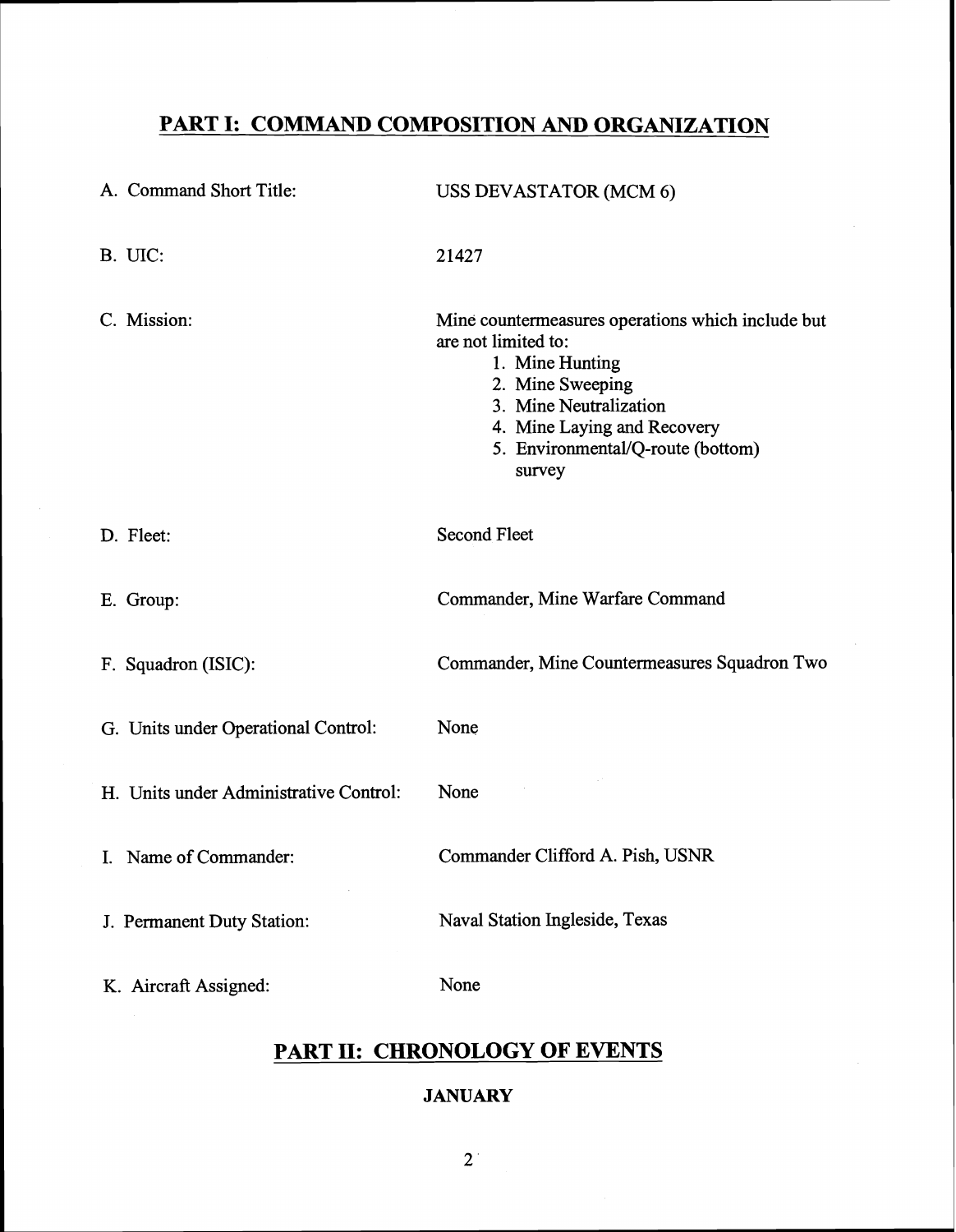## PART I: COMMAND COMPOSITION AND ORGANIZATION

A. Command Short Title: USS DEVASTATOR (MCM 6)

B. UIC: 21427

C. Mission: Mine countermeasures operations which include but are not limited to:

1. Mine Hunting
2. Mine Sweeping
3. Mine Neutralization
4. Mine Laying and Recovery
5. Environmental/Q-route (bottom) survey

D. Fleet: Second Fleet

E. Group: Commander, Mine Warfare Command

F. Squadron (ISIC): Commander, Mine Countermeasures Squadron Two

G. Units under Operational Control: None

H. Units under Administrative Control: None

I. Name of Commander: Commander Clifford A. Pish, USNR

J. Permanent Duty Station: Naval Station Ingleside, Texas

K. Aircraft Assigned: None

## PART II: CHRONOLOGY OF EVENTS

### JANUARY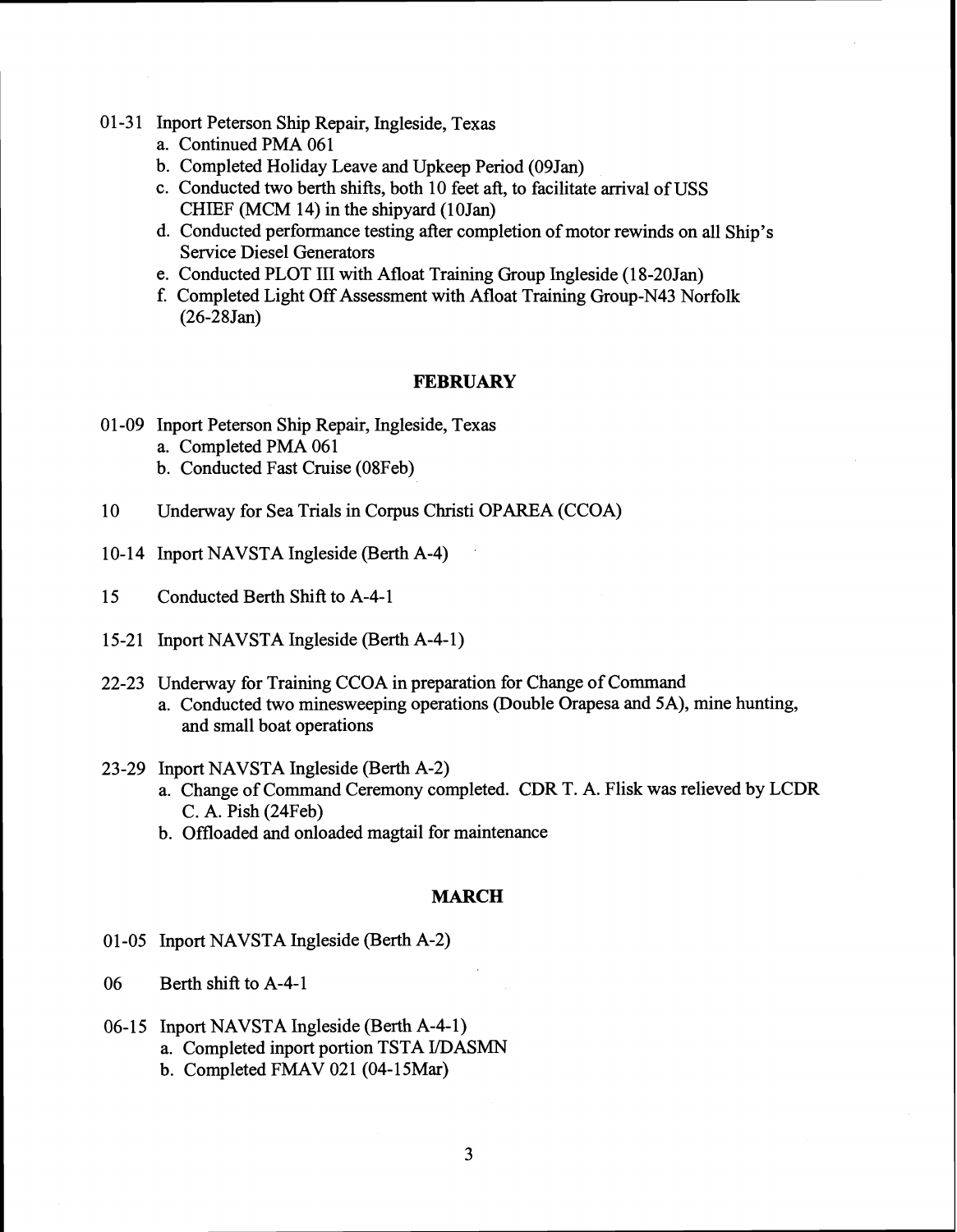01-31 Inport Peterson Ship Repair, Ingleside, Texas

a. Continued PMA 061
b. Completed Holiday Leave and Upkeep Period (09Jan)
c. Conducted two berth shifts, both 10 feet aft, to facilitate arrival of USS CHIEF (MCM 14) in the shipyard (10Jan)
d. Conducted performance testing after completion of motor rewinds on all Ship's Service Diesel Generators
e. Conducted PLOT III with Afloat Training Group Ingleside (18-20Jan)
f. Completed Light Off Assessment with Afloat Training Group-N43 Norfolk (26-28Jan)

## FEBRUARY

01-09 Inport Peterson Ship Repair, Ingleside, Texas

a. Completed PMA 061
b. Conducted Fast Cruise (08Feb)

10 Underway for Sea Trials in Corpus Christi OPAREA (CCOA)

10-14 Inport NAVSTA Ingleside (Berth A-4)

15 Conducted Berth Shift to A-4-1

15-21 Inport NAVSTA Ingleside (Berth A-4-1)

22-23 Underway for Training CCOA in preparation for Change of Command

a. Conducted two minesweeping operations (Double Orapesa and 5A), mine hunting, and small boat operations

23-29 Inport NAVSTA Ingleside (Berth A-2)

a. Change of Command Ceremony completed. CDR T. A. Flisk was relieved by LCDR C. A. Pish (24Feb)
b. Offloaded and onloaded magtail for maintenance

## MARCH

01-05 Inport NAVSTA Ingleside (Berth A-2)

06 Berth shift to A-4-1

06-15 Inport NAVSTA Ingleside (Berth A-4-1)

a. Completed inport portion TSTA I/DASMN
b. Completed FMAV 021 (04-15Mar)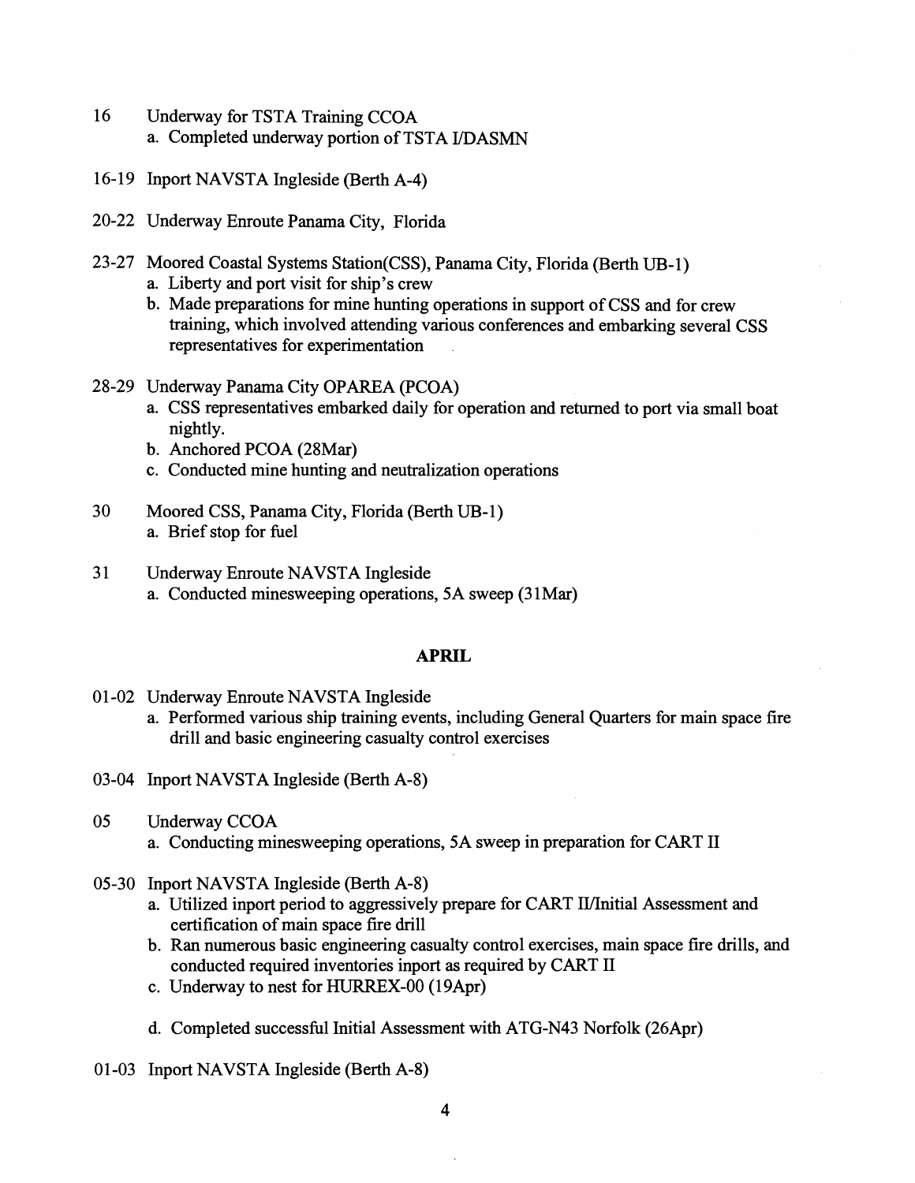16 Underway for TSTA Training CCOA
   a. Completed underway portion of TSTA I/DASMN

16-19 Inport NAVSTA Ingleside (Berth A-4)

20-22 Underway Enroute Panama City, Florida

23-27 Moored Coastal Systems Station(CSS), Panama City, Florida (Berth UB-1)
   a. Liberty and port visit for ship's crew
   b. Made preparations for mine hunting operations in support of CSS and for crew training, which involved attending various conferences and embarking several CSS representatives for experimentation

28-29 Underway Panama City OPAREA (PCOA)
   a. CSS representatives embarked daily for operation and returned to port via small boat nightly.
   b. Anchored PCOA (28Mar)
   c. Conducted mine hunting and neutralization operations

30 Moored CSS, Panama City, Florida (Berth UB-1)
   a. Brief stop for fuel

31 Underway Enroute NAVSTA Ingleside
   a. Conducted minesweeping operations, 5A sweep (31Mar)

## APRIL

01-02 Underway Enroute NAVSTA Ingleside
   a. Performed various ship training events, including General Quarters for main space fire drill and basic engineering casualty control exercises

03-04 Inport NAVSTA Ingleside (Berth A-8)

05 Underway CCOA
   a. Conducting minesweeping operations, 5A sweep in preparation for CART II

05-30 Inport NAVSTA Ingleside (Berth A-8)
   a. Utilized inport period to aggressively prepare for CART II/Initial Assessment and certification of main space fire drill
   b. Ran numerous basic engineering casualty control exercises, main space fire drills, and conducted required inventories inport as required by CART II
   c. Underway to nest for HURREX-00 (19Apr)
   d. Completed successful Initial Assessment with ATG-N43 Norfolk (26Apr)

01-03 Inport NAVSTA Ingleside (Berth A-8)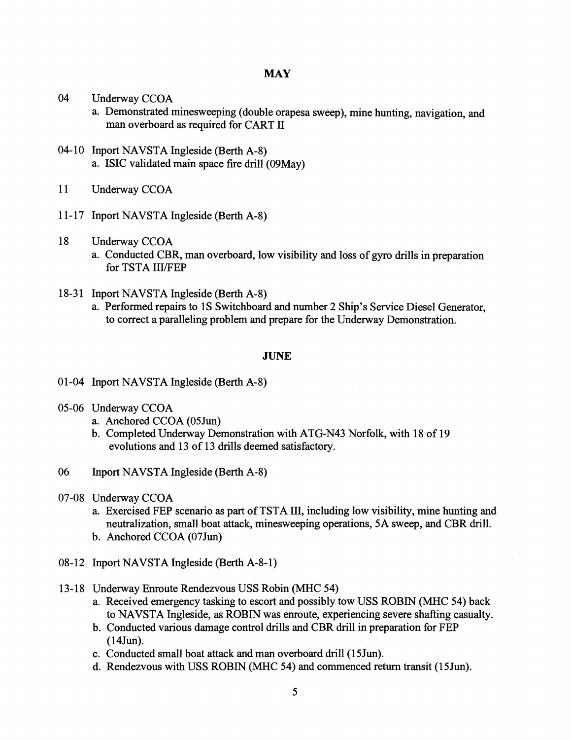## MAY

04 Underway CCOA

a. Demonstrated minesweeping (double orapesa sweep), mine hunting, navigation, and man overboard as required for CART II

04-10 Inport NAVSTA Ingleside (Berth A-8)

a. ISIC validated main space fire drill (09May)

11 Underway CCOA

11-17 Inport NAVSTA Ingleside (Berth A-8)

18 Underway CCOA

a. Conducted CBR, man overboard, low visibility and loss of gyro drills in preparation for TSTA III/FEP

18-31 Inport NAVSTA Ingleside (Berth A-8)

a. Performed repairs to 1S Switchboard and number 2 Ship's Service Diesel Generator, to correct a paralleling problem and prepare for the Underway Demonstration.

## JUNE

01-04 Inport NAVSTA Ingleside (Berth A-8)

05-06 Underway CCOA

a. Anchored CCOA (05Jun)
b. Completed Underway Demonstration with ATG-N43 Norfolk, with 18 of 19 evolutions and 13 of 13 drills deemed satisfactory.

06 Inport NAVSTA Ingleside (Berth A-8)

07-08 Underway CCOA

a. Exercised FEP scenario as part of TSTA III, including low visibility, mine hunting and neutralization, small boat attack, minesweeping operations, 5A sweep, and CBR drill.
b. Anchored CCOA (07Jun)

08-12 Inport NAVSTA Ingleside (Berth A-8-1)

13-18 Underway Enroute Rendezvous USS Robin (MHC 54)

a. Received emergency tasking to escort and possibly tow USS ROBIN (MHC 54) back to NAVSTA Ingleside, as ROBIN was enroute, experiencing severe shafting casualty.
b. Conducted various damage control drills and CBR drill in preparation for FEP (14Jun).
c. Conducted small boat attack and man overboard drill (15Jun).
d. Rendezvous with USS ROBIN (MHC 54) and commenced return transit (15Jun).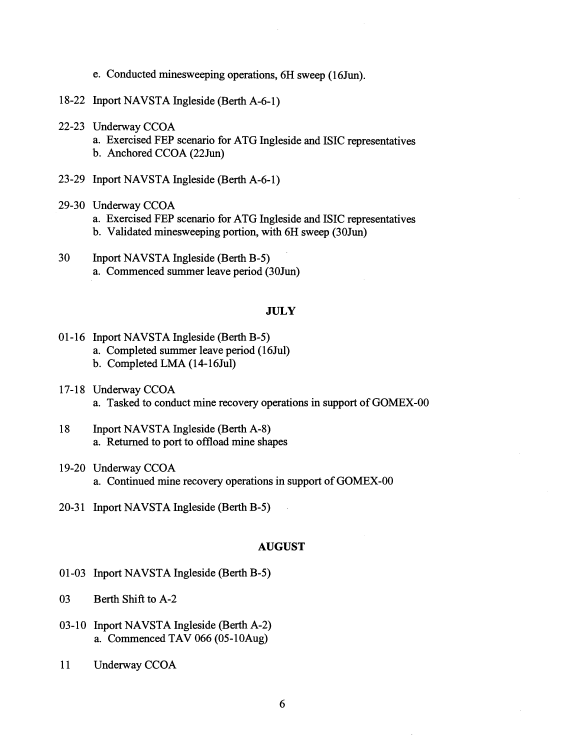e. Conducted minesweeping operations, 6H sweep (16Jun).

18-22 Inport NAVSTA Ingleside (Berth A-6-1)

22-23 Underway CCOA
- a. Exercised FEP scenario for ATG Ingleside and ISIC representatives
- b. Anchored CCOA (22Jun)

23-29 Inport NAVSTA Ingleside (Berth A-6-1)

29-30 Underway CCOA
- a. Exercised FEP scenario for ATG Ingleside and ISIC representatives
- b. Validated minesweeping portion, with 6H sweep (30Jun)

30 Inport NAVSTA Ingleside (Berth B-5)
- a. Commenced summer leave period (30Jun)

**JULY**

01-16 Inport NAVSTA Ingleside (Berth B-5)
- a. Completed summer leave period (16Jul)
- b. Completed LMA (14-16Jul)

17-18 Underway CCOA
- a. Tasked to conduct mine recovery operations in support of GOMEX-00

18 Inport NAVSTA Ingleside (Berth A-8)
- a. Returned to port to offload mine shapes

19-20 Underway CCOA
- a. Continued mine recovery operations in support of GOMEX-00

20-31 Inport NAVSTA Ingleside (Berth B-5)

**AUGUST**

01-03 Inport NAVSTA Ingleside (Berth B-5)

03 Berth Shift to A-2

03-10 Inport NAVSTA Ingleside (Berth A-2)
- a. Commenced TAV 066 (05-10Aug)

11 Underway CCOA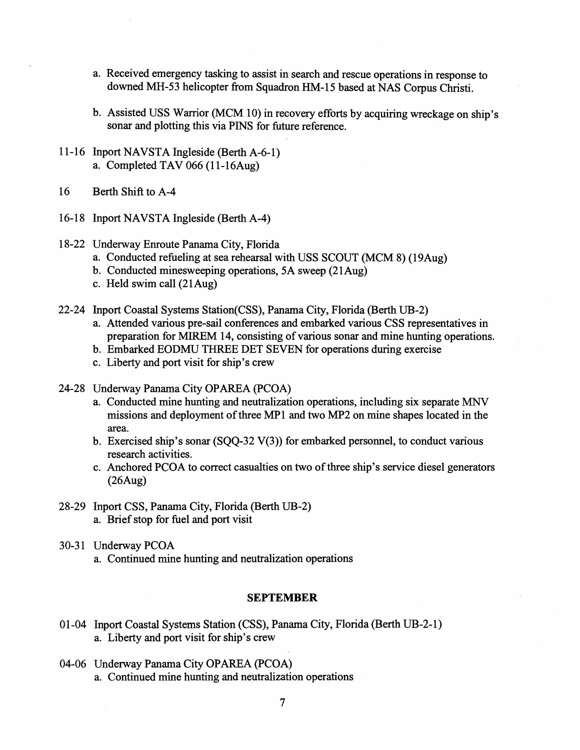a. Received emergency tasking to assist in search and rescue operations in response to downed MH-53 helicopter from Squadron HM-15 based at NAS Corpus Christi.

b. Assisted USS Warrior (MCM 10) in recovery efforts by acquiring wreckage on ship's sonar and plotting this via PINS for future reference.

11-16 Inport NAVSTA Ingleside (Berth A-6-1)
- a. Completed TAV 066 (11-16Aug)

16 Berth Shift to A-4

16-18 Inport NAVSTA Ingleside (Berth A-4)

18-22 Underway Enroute Panama City, Florida
- a. Conducted refueling at sea rehearsal with USS SCOUT (MCM 8) (19Aug)
- b. Conducted minesweeping operations, 5A sweep (21Aug)
- c. Held swim call (21Aug)

22-24 Inport Coastal Systems Station(CSS), Panama City, Florida (Berth UB-2)
- a. Attended various pre-sail conferences and embarked various CSS representatives in preparation for MIREM 14, consisting of various sonar and mine hunting operations.
- b. Embarked EODMU THREE DET SEVEN for operations during exercise
- c. Liberty and port visit for ship's crew

24-28 Underway Panama City OPAREA (PCOA)
- a. Conducted mine hunting and neutralization operations, including six separate MNV missions and deployment of three MP1 and two MP2 on mine shapes located in the area.
- b. Exercised ship's sonar (SQQ-32 V(3)) for embarked personnel, to conduct various research activities.
- c. Anchored PCOA to correct casualties on two of three ship's service diesel generators (26Aug)

28-29 Inport CSS, Panama City, Florida (Berth UB-2)
- a. Brief stop for fuel and port visit

30-31 Underway PCOA
- a. Continued mine hunting and neutralization operations

## SEPTEMBER

01-04 Inport Coastal Systems Station (CSS), Panama City, Florida (Berth UB-2-1)
- a. Liberty and port visit for ship's crew

04-06 Underway Panama City OPAREA (PCOA)
- a. Continued mine hunting and neutralization operations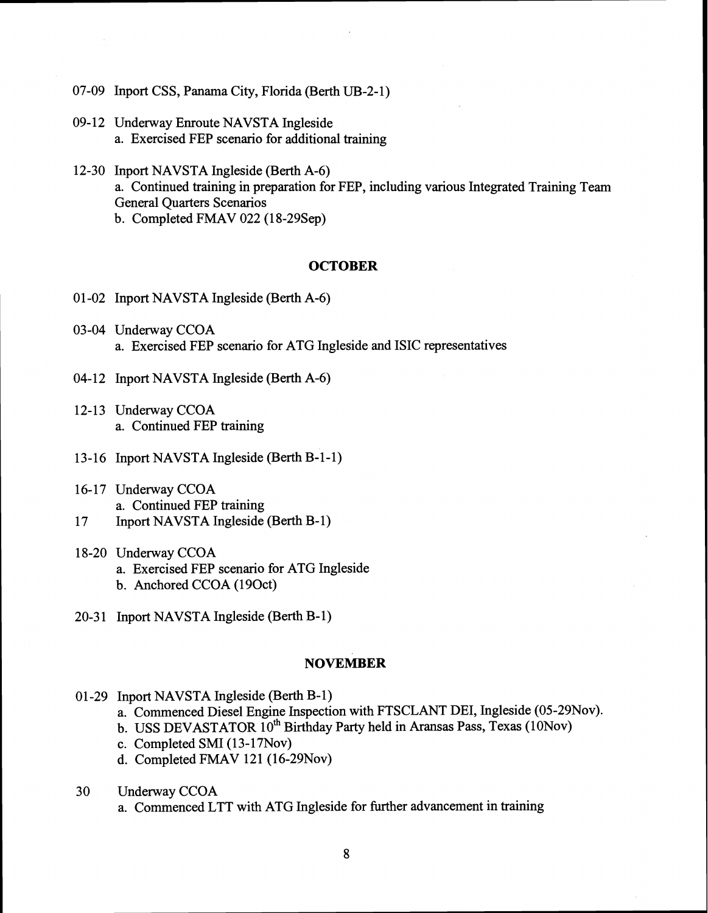07-09 Inport CSS, Panama City, Florida (Berth UB-2-1)

09-12 Underway Enroute NAVSTA Ingleside
  a. Exercised FEP scenario for additional training

12-30 Inport NAVSTA Ingleside (Berth A-6)
  a. Continued training in preparation for FEP, including various Integrated Training Team General Quarters Scenarios
  b. Completed FMAV 022 (18-29Sep)

## OCTOBER

01-02 Inport NAVSTA Ingleside (Berth A-6)

03-04 Underway CCOA
  a. Exercised FEP scenario for ATG Ingleside and ISIC representatives

04-12 Inport NAVSTA Ingleside (Berth A-6)

12-13 Underway CCOA
  a. Continued FEP training

13-16 Inport NAVSTA Ingleside (Berth B-1-1)

16-17 Underway CCOA
  a. Continued FEP training

17 Inport NAVSTA Ingleside (Berth B-1)

18-20 Underway CCOA
  a. Exercised FEP scenario for ATG Ingleside
  b. Anchored CCOA (19Oct)

20-31 Inport NAVSTA Ingleside (Berth B-1)

## NOVEMBER

01-29 Inport NAVSTA Ingleside (Berth B-1)
  a. Commenced Diesel Engine Inspection with FTSCLANT DEI, Ingleside (05-29Nov).
  b. USS DEVASTATOR 10th Birthday Party held in Aransas Pass, Texas (10Nov)
  c. Completed SMI (13-17Nov)
  d. Completed FMAV 121 (16-29Nov)

30 Underway CCOA
  a. Commenced LTT with ATG Ingleside for further advancement in training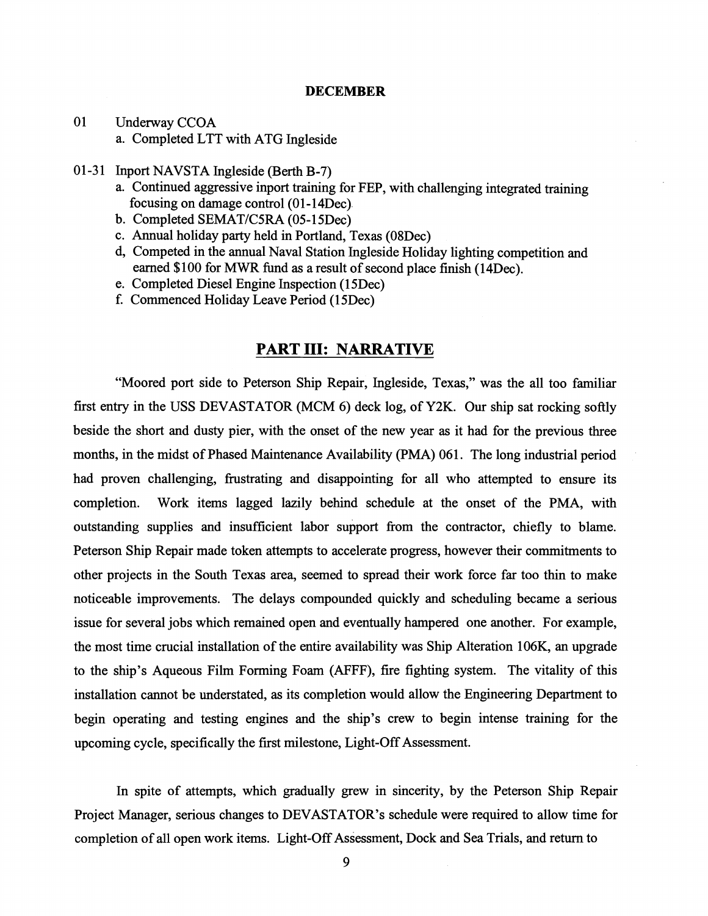## DECEMBER

01 Underway CCOA
   a. Completed LTT with ATG Ingleside

01-31 Inport NAVSTA Ingleside (Berth B-7)
   a. Continued aggressive inport training for FEP, with challenging integrated training focusing on damage control (01-14Dec).
   b. Completed SEMAT/C5RA (05-15Dec)
   c. Annual holiday party held in Portland, Texas (08Dec)
   d, Competed in the annual Naval Station Ingleside Holiday lighting competition and earned $100 for MWR fund as a result of second place finish (14Dec).
   e. Completed Diesel Engine Inspection (15Dec)
   f. Commenced Holiday Leave Period (15Dec)

# PART III: NARRATIVE

"Moored port side to Peterson Ship Repair, Ingleside, Texas," was the all too familiar first entry in the USS DEVASTATOR (MCM 6) deck log, of Y2K. Our ship sat rocking softly beside the short and dusty pier, with the onset of the new year as it had for the previous three months, in the midst of Phased Maintenance Availability (PMA) 061. The long industrial period had proven challenging, frustrating and disappointing for all who attempted to ensure its completion. Work items lagged lazily behind schedule at the onset of the PMA, with outstanding supplies and insufficient labor support from the contractor, chiefly to blame. Peterson Ship Repair made token attempts to accelerate progress, however their commitments to other projects in the South Texas area, seemed to spread their work force far too thin to make noticeable improvements. The delays compounded quickly and scheduling became a serious issue for several jobs which remained open and eventually hampered one another. For example, the most time crucial installation of the entire availability was Ship Alteration 106K, an upgrade to the ship's Aqueous Film Forming Foam (AFFF), fire fighting system. The vitality of this installation cannot be understated, as its completion would allow the Engineering Department to begin operating and testing engines and the ship's crew to begin intense training for the upcoming cycle, specifically the first milestone, Light-Off Assessment.

In spite of attempts, which gradually grew in sincerity, by the Peterson Ship Repair Project Manager, serious changes to DEVASTATOR's schedule were required to allow time for completion of all open work items. Light-Off Assessment, Dock and Sea Trials, and return to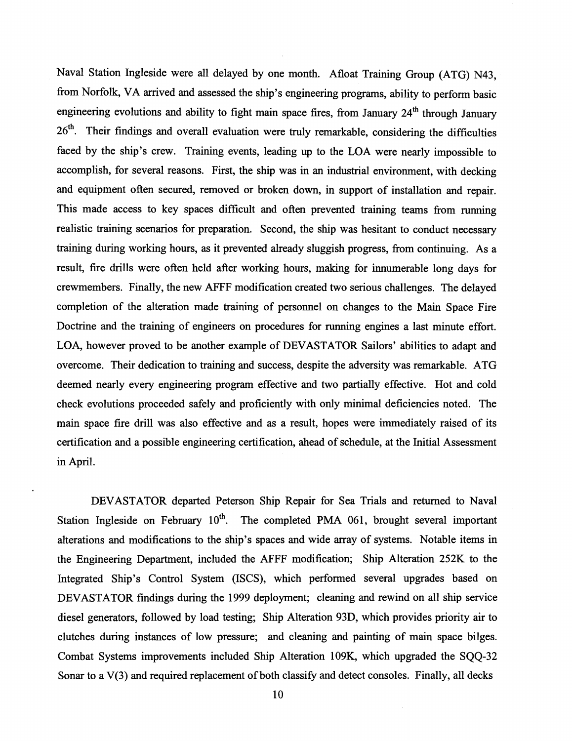Naval Station Ingleside were all delayed by one month. Afloat Training Group (ATG) N43, from Norfolk, VA arrived and assessed the ship's engineering programs, ability to perform basic engineering evolutions and ability to fight main space fires, from January 24th through January 26th. Their findings and overall evaluation were truly remarkable, considering the difficulties faced by the ship's crew. Training events, leading up to the LOA were nearly impossible to accomplish, for several reasons. First, the ship was in an industrial environment, with decking and equipment often secured, removed or broken down, in support of installation and repair. This made access to key spaces difficult and often prevented training teams from running realistic training scenarios for preparation. Second, the ship was hesitant to conduct necessary training during working hours, as it prevented already sluggish progress, from continuing. As a result, fire drills were often held after working hours, making for innumerable long days for crewmembers. Finally, the new AFFF modification created two serious challenges. The delayed completion of the alteration made training of personnel on changes to the Main Space Fire Doctrine and the training of engineers on procedures for running engines a last minute effort. LOA, however proved to be another example of DEVASTATOR Sailors' abilities to adapt and overcome. Their dedication to training and success, despite the adversity was remarkable. ATG deemed nearly every engineering program effective and two partially effective. Hot and cold check evolutions proceeded safely and proficiently with only minimal deficiencies noted. The main space fire drill was also effective and as a result, hopes were immediately raised of its certification and a possible engineering certification, ahead of schedule, at the Initial Assessment in April.

DEVASTATOR departed Peterson Ship Repair for Sea Trials and returned to Naval Station Ingleside on February 10th. The completed PMA 061, brought several important alterations and modifications to the ship's spaces and wide array of systems. Notable items in the Engineering Department, included the AFFF modification; Ship Alteration 252K to the Integrated Ship's Control System (ISCS), which performed several upgrades based on DEVASTATOR findings during the 1999 deployment; cleaning and rewind on all ship service diesel generators, followed by load testing; Ship Alteration 93D, which provides priority air to clutches during instances of low pressure; and cleaning and painting of main space bilges. Combat Systems improvements included Ship Alteration 109K, which upgraded the SQQ-32 Sonar to a V(3) and required replacement of both classify and detect consoles. Finally, all decks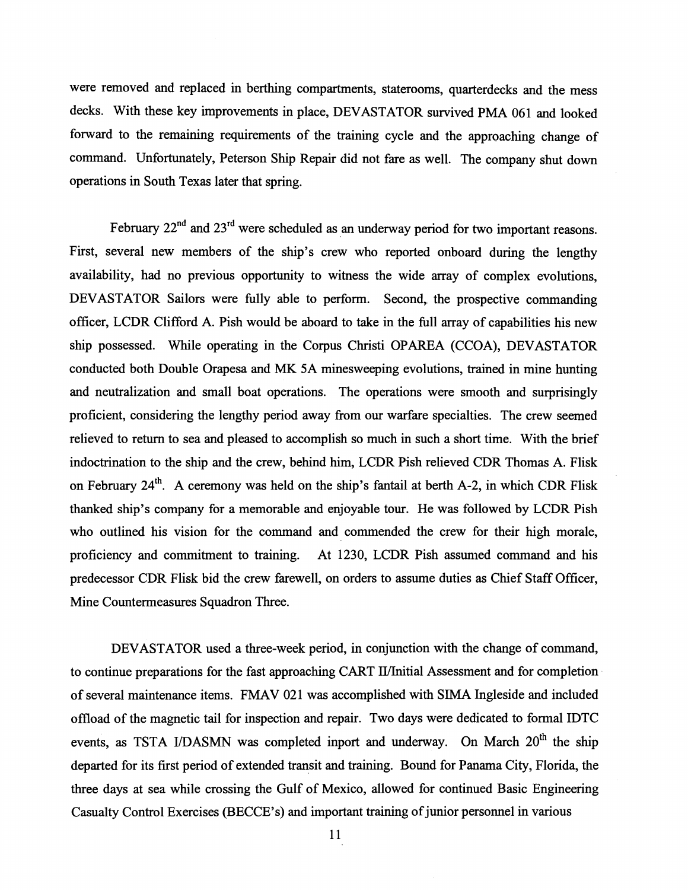were removed and replaced in berthing compartments, staterooms, quarterdecks and the mess decks. With these key improvements in place, DEVASTATOR survived PMA 061 and looked forward to the remaining requirements of the training cycle and the approaching change of command. Unfortunately, Peterson Ship Repair did not fare as well. The company shut down operations in South Texas later that spring.

February 22nd and 23rd were scheduled as an underway period for two important reasons. First, several new members of the ship's crew who reported onboard during the lengthy availability, had no previous opportunity to witness the wide array of complex evolutions, DEVASTATOR Sailors were fully able to perform. Second, the prospective commanding officer, LCDR Clifford A. Pish would be aboard to take in the full array of capabilities his new ship possessed. While operating in the Corpus Christi OPAREA (CCOA), DEVASTATOR conducted both Double Orapesa and MK 5A minesweeping evolutions, trained in mine hunting and neutralization and small boat operations. The operations were smooth and surprisingly proficient, considering the lengthy period away from our warfare specialties. The crew seemed relieved to return to sea and pleased to accomplish so much in such a short time. With the brief indoctrination to the ship and the crew, behind him, LCDR Pish relieved CDR Thomas A. Flisk on February 24th. A ceremony was held on the ship's fantail at berth A-2, in which CDR Flisk thanked ship's company for a memorable and enjoyable tour. He was followed by LCDR Pish who outlined his vision for the command and commended the crew for their high morale, proficiency and commitment to training. At 1230, LCDR Pish assumed command and his predecessor CDR Flisk bid the crew farewell, on orders to assume duties as Chief Staff Officer, Mine Countermeasures Squadron Three.

DEVASTATOR used a three-week period, in conjunction with the change of command, to continue preparations for the fast approaching CART II/Initial Assessment and for completion of several maintenance items. FMAV 021 was accomplished with SIMA Ingleside and included offload of the magnetic tail for inspection and repair. Two days were dedicated to formal IDTC events, as TSTA I/DASMN was completed inport and underway. On March 20th the ship departed for its first period of extended transit and training. Bound for Panama City, Florida, the three days at sea while crossing the Gulf of Mexico, allowed for continued Basic Engineering Casualty Control Exercises (BECCE's) and important training of junior personnel in various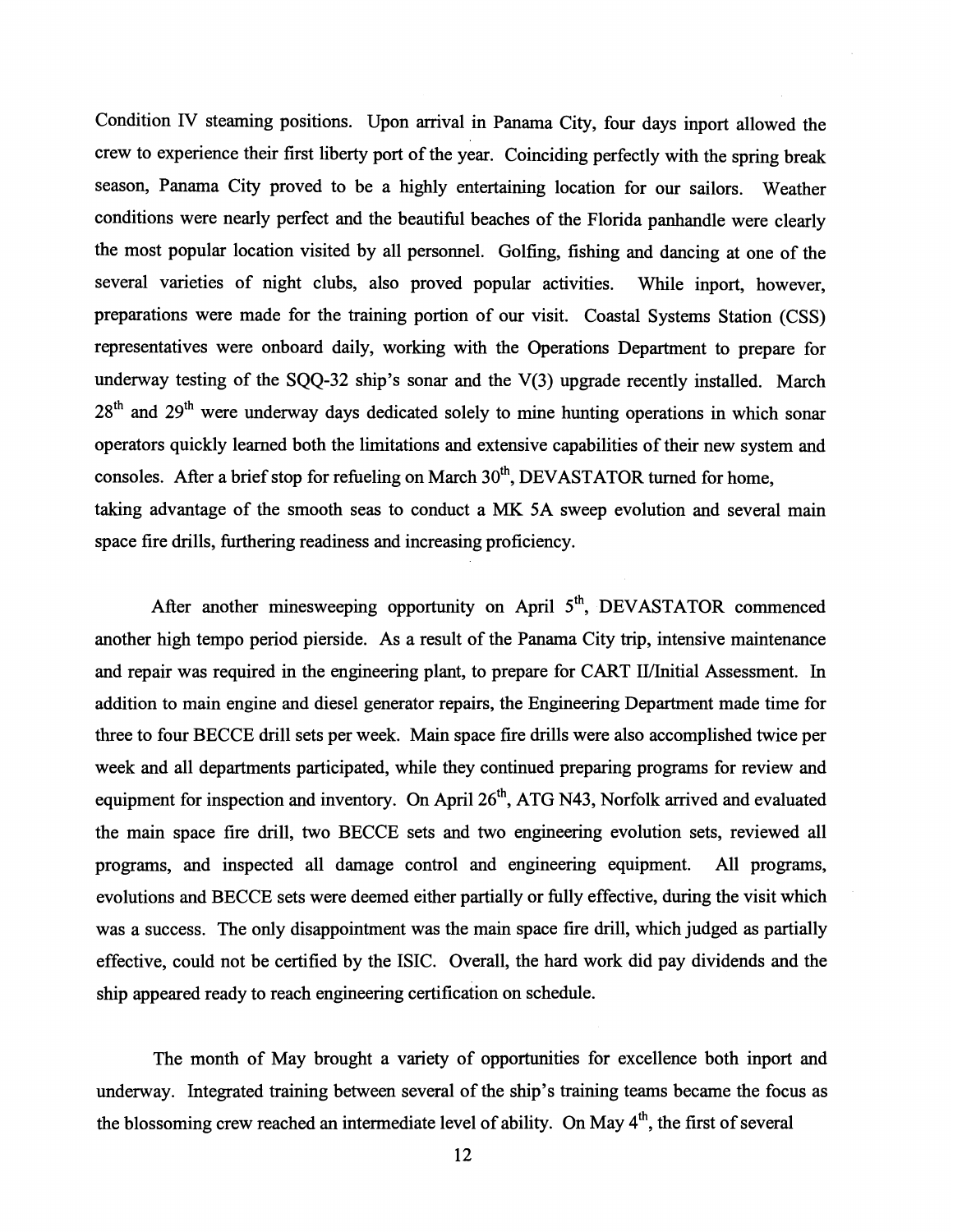Condition IV steaming positions. Upon arrival in Panama City, four days inport allowed the crew to experience their first liberty port of the year. Coinciding perfectly with the spring break season, Panama City proved to be a highly entertaining location for our sailors. Weather conditions were nearly perfect and the beautiful beaches of the Florida panhandle were clearly the most popular location visited by all personnel. Golfing, fishing and dancing at one of the several varieties of night clubs, also proved popular activities. While inport, however, preparations were made for the training portion of our visit. Coastal Systems Station (CSS) representatives were onboard daily, working with the Operations Department to prepare for underway testing of the SQQ-32 ship's sonar and the V(3) upgrade recently installed. March 28th and 29th were underway days dedicated solely to mine hunting operations in which sonar operators quickly learned both the limitations and extensive capabilities of their new system and consoles. After a brief stop for refueling on March 30th, DEVASTATOR turned for home, taking advantage of the smooth seas to conduct a MK 5A sweep evolution and several main space fire drills, furthering readiness and increasing proficiency.

After another minesweeping opportunity on April 5th, DEVASTATOR commenced another high tempo period pierside. As a result of the Panama City trip, intensive maintenance and repair was required in the engineering plant, to prepare for CART II/Initial Assessment. In addition to main engine and diesel generator repairs, the Engineering Department made time for three to four BECCE drill sets per week. Main space fire drills were also accomplished twice per week and all departments participated, while they continued preparing programs for review and equipment for inspection and inventory. On April 26th, ATG N43, Norfolk arrived and evaluated the main space fire drill, two BECCE sets and two engineering evolution sets, reviewed all programs, and inspected all damage control and engineering equipment. All programs, evolutions and BECCE sets were deemed either partially or fully effective, during the visit which was a success. The only disappointment was the main space fire drill, which judged as partially effective, could not be certified by the ISIC. Overall, the hard work did pay dividends and the ship appeared ready to reach engineering certification on schedule.

The month of May brought a variety of opportunities for excellence both inport and underway. Integrated training between several of the ship's training teams became the focus as the blossoming crew reached an intermediate level of ability. On May 4th, the first of several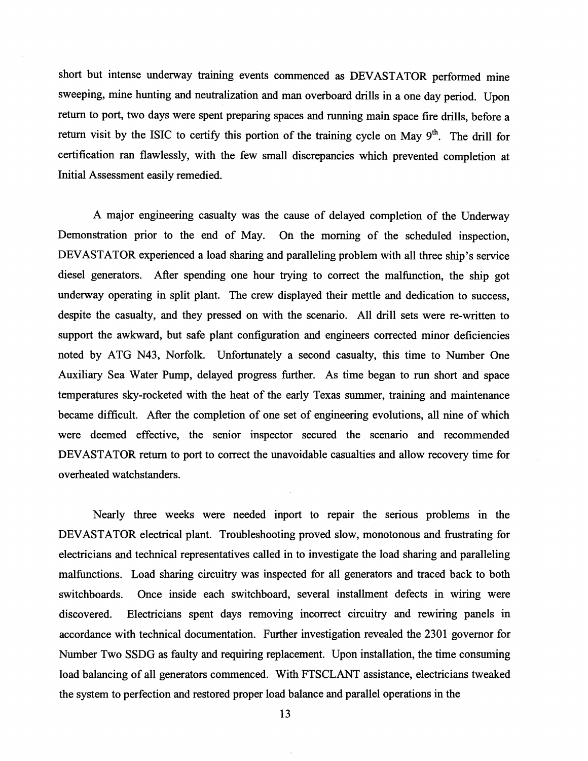short but intense underway training events commenced as DEVASTATOR performed mine sweeping, mine hunting and neutralization and man overboard drills in a one day period. Upon return to port, two days were spent preparing spaces and running main space fire drills, before a return visit by the ISIC to certify this portion of the training cycle on May 9th. The drill for certification ran flawlessly, with the few small discrepancies which prevented completion at Initial Assessment easily remedied.

A major engineering casualty was the cause of delayed completion of the Underway Demonstration prior to the end of May. On the morning of the scheduled inspection, DEVASTATOR experienced a load sharing and paralleling problem with all three ship's service diesel generators. After spending one hour trying to correct the malfunction, the ship got underway operating in split plant. The crew displayed their mettle and dedication to success, despite the casualty, and they pressed on with the scenario. All drill sets were re-written to support the awkward, but safe plant configuration and engineers corrected minor deficiencies noted by ATG N43, Norfolk. Unfortunately a second casualty, this time to Number One Auxiliary Sea Water Pump, delayed progress further. As time began to run short and space temperatures sky-rocketed with the heat of the early Texas summer, training and maintenance became difficult. After the completion of one set of engineering evolutions, all nine of which were deemed effective, the senior inspector secured the scenario and recommended DEVASTATOR return to port to correct the unavoidable casualties and allow recovery time for overheated watchstanders.

Nearly three weeks were needed inport to repair the serious problems in the DEVASTATOR electrical plant. Troubleshooting proved slow, monotonous and frustrating for electricians and technical representatives called in to investigate the load sharing and paralleling malfunctions. Load sharing circuitry was inspected for all generators and traced back to both switchboards. Once inside each switchboard, several installment defects in wiring were discovered. Electricians spent days removing incorrect circuitry and rewiring panels in accordance with technical documentation. Further investigation revealed the 2301 governor for Number Two SSDG as faulty and requiring replacement. Upon installation, the time consuming load balancing of all generators commenced. With FTSCLANT assistance, electricians tweaked the system to perfection and restored proper load balance and parallel operations in the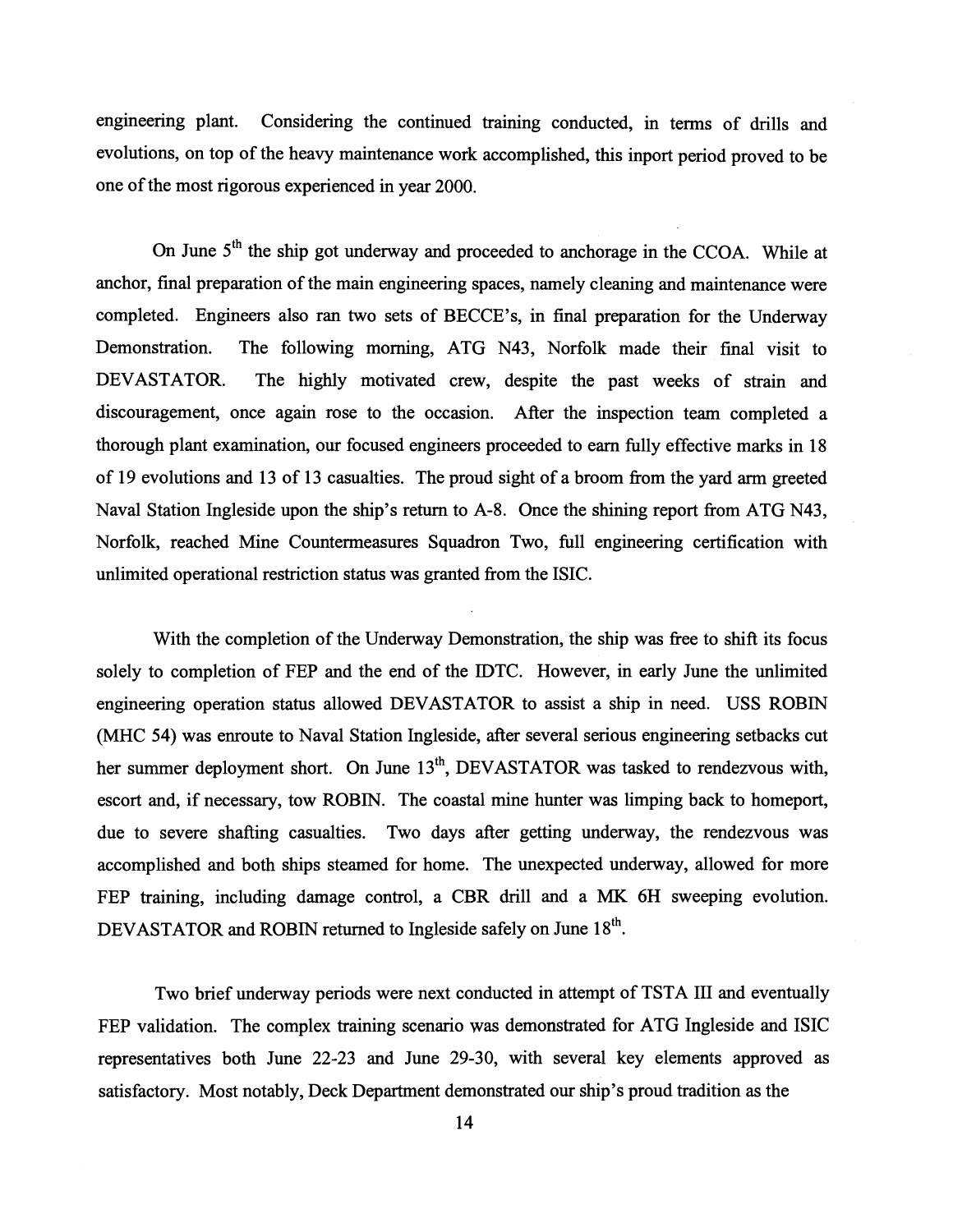engineering plant. Considering the continued training conducted, in terms of drills and evolutions, on top of the heavy maintenance work accomplished, this inport period proved to be one of the most rigorous experienced in year 2000.

On June 5th the ship got underway and proceeded to anchorage in the CCOA. While at anchor, final preparation of the main engineering spaces, namely cleaning and maintenance were completed. Engineers also ran two sets of BECCE's, in final preparation for the Underway Demonstration. The following morning, ATG N43, Norfolk made their final visit to DEVASTATOR. The highly motivated crew, despite the past weeks of strain and discouragement, once again rose to the occasion. After the inspection team completed a thorough plant examination, our focused engineers proceeded to earn fully effective marks in 18 of 19 evolutions and 13 of 13 casualties. The proud sight of a broom from the yard arm greeted Naval Station Ingleside upon the ship's return to A-8. Once the shining report from ATG N43, Norfolk, reached Mine Countermeasures Squadron Two, full engineering certification with unlimited operational restriction status was granted from the ISIC.

With the completion of the Underway Demonstration, the ship was free to shift its focus solely to completion of FEP and the end of the IDTC. However, in early June the unlimited engineering operation status allowed DEVASTATOR to assist a ship in need. USS ROBIN (MHC 54) was enroute to Naval Station Ingleside, after several serious engineering setbacks cut her summer deployment short. On June 13th, DEVASTATOR was tasked to rendezvous with, escort and, if necessary, tow ROBIN. The coastal mine hunter was limping back to homeport, due to severe shafting casualties. Two days after getting underway, the rendezvous was accomplished and both ships steamed for home. The unexpected underway, allowed for more FEP training, including damage control, a CBR drill and a MK 6H sweeping evolution. DEVASTATOR and ROBIN returned to Ingleside safely on June 18th.

Two brief underway periods were next conducted in attempt of TSTA III and eventually FEP validation. The complex training scenario was demonstrated for ATG Ingleside and ISIC representatives both June 22-23 and June 29-30, with several key elements approved as satisfactory. Most notably, Deck Department demonstrated our ship's proud tradition as the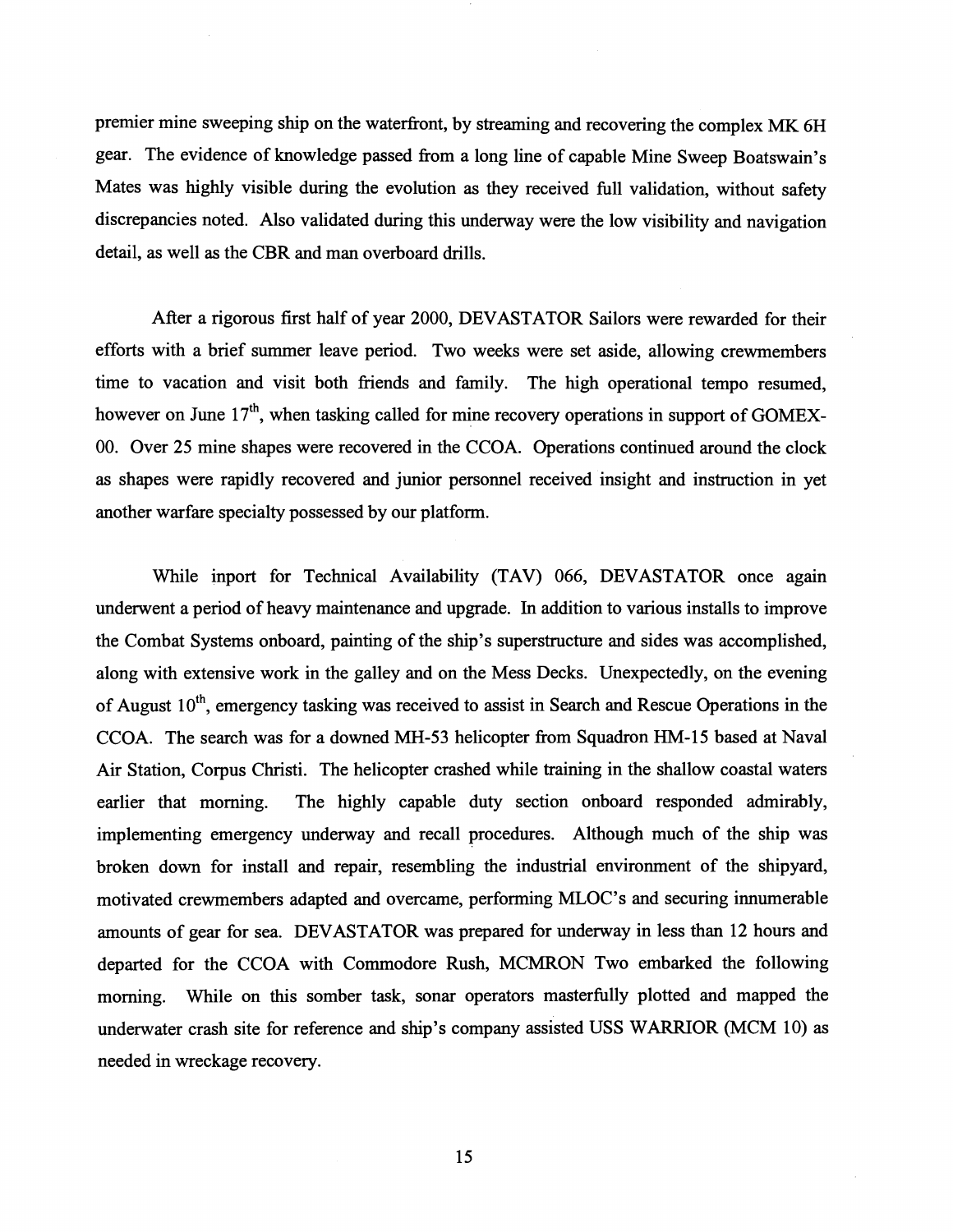premier mine sweeping ship on the waterfront, by streaming and recovering the complex MK 6H gear. The evidence of knowledge passed from a long line of capable Mine Sweep Boatswain's Mates was highly visible during the evolution as they received full validation, without safety discrepancies noted. Also validated during this underway were the low visibility and navigation detail, as well as the CBR and man overboard drills.

After a rigorous first half of year 2000, DEVASTATOR Sailors were rewarded for their efforts with a brief summer leave period. Two weeks were set aside, allowing crewmembers time to vacation and visit both friends and family. The high operational tempo resumed, however on June 17th, when tasking called for mine recovery operations in support of GOMEX-00. Over 25 mine shapes were recovered in the CCOA. Operations continued around the clock as shapes were rapidly recovered and junior personnel received insight and instruction in yet another warfare specialty possessed by our platform.

While inport for Technical Availability (TAV) 066, DEVASTATOR once again underwent a period of heavy maintenance and upgrade. In addition to various installs to improve the Combat Systems onboard, painting of the ship's superstructure and sides was accomplished, along with extensive work in the galley and on the Mess Decks. Unexpectedly, on the evening of August 10th, emergency tasking was received to assist in Search and Rescue Operations in the CCOA. The search was for a downed MH-53 helicopter from Squadron HM-15 based at Naval Air Station, Corpus Christi. The helicopter crashed while training in the shallow coastal waters earlier that morning. The highly capable duty section onboard responded admirably, implementing emergency underway and recall procedures. Although much of the ship was broken down for install and repair, resembling the industrial environment of the shipyard, motivated crewmembers adapted and overcame, performing MLOC's and securing innumerable amounts of gear for sea. DEVASTATOR was prepared for underway in less than 12 hours and departed for the CCOA with Commodore Rush, MCMRON Two embarked the following morning. While on this somber task, sonar operators masterfully plotted and mapped the underwater crash site for reference and ship's company assisted USS WARRIOR (MCM 10) as needed in wreckage recovery.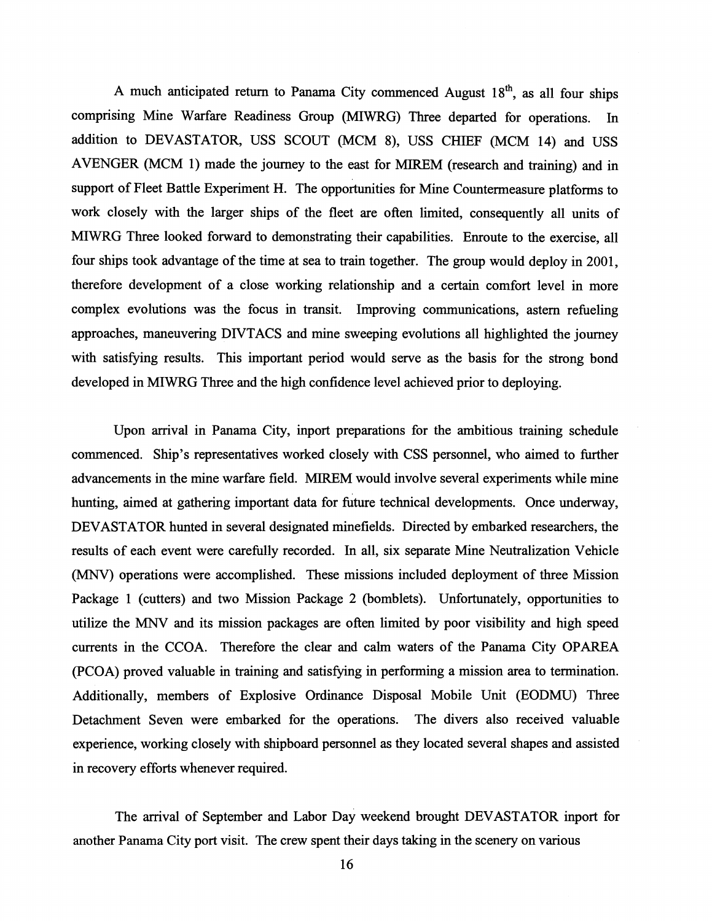A much anticipated return to Panama City commenced August 18th, as all four ships comprising Mine Warfare Readiness Group (MIWRG) Three departed for operations. In addition to DEVASTATOR, USS SCOUT (MCM 8), USS CHIEF (MCM 14) and USS AVENGER (MCM 1) made the journey to the east for MIREM (research and training) and in support of Fleet Battle Experiment H. The opportunities for Mine Countermeasure platforms to work closely with the larger ships of the fleet are often limited, consequently all units of MIWRG Three looked forward to demonstrating their capabilities. Enroute to the exercise, all four ships took advantage of the time at sea to train together. The group would deploy in 2001, therefore development of a close working relationship and a certain comfort level in more complex evolutions was the focus in transit. Improving communications, astern refueling approaches, maneuvering DIVTACS and mine sweeping evolutions all highlighted the journey with satisfying results. This important period would serve as the basis for the strong bond developed in MIWRG Three and the high confidence level achieved prior to deploying.

Upon arrival in Panama City, inport preparations for the ambitious training schedule commenced. Ship's representatives worked closely with CSS personnel, who aimed to further advancements in the mine warfare field. MIREM would involve several experiments while mine hunting, aimed at gathering important data for future technical developments. Once underway, DEVASTATOR hunted in several designated minefields. Directed by embarked researchers, the results of each event were carefully recorded. In all, six separate Mine Neutralization Vehicle (MNV) operations were accomplished. These missions included deployment of three Mission Package 1 (cutters) and two Mission Package 2 (bomblets). Unfortunately, opportunities to utilize the MNV and its mission packages are often limited by poor visibility and high speed currents in the CCOA. Therefore the clear and calm waters of the Panama City OPAREA (PCOA) proved valuable in training and satisfying in performing a mission area to termination. Additionally, members of Explosive Ordinance Disposal Mobile Unit (EODMU) Three Detachment Seven were embarked for the operations. The divers also received valuable experience, working closely with shipboard personnel as they located several shapes and assisted in recovery efforts whenever required.

The arrival of September and Labor Day weekend brought DEVASTATOR inport for another Panama City port visit. The crew spent their days taking in the scenery on various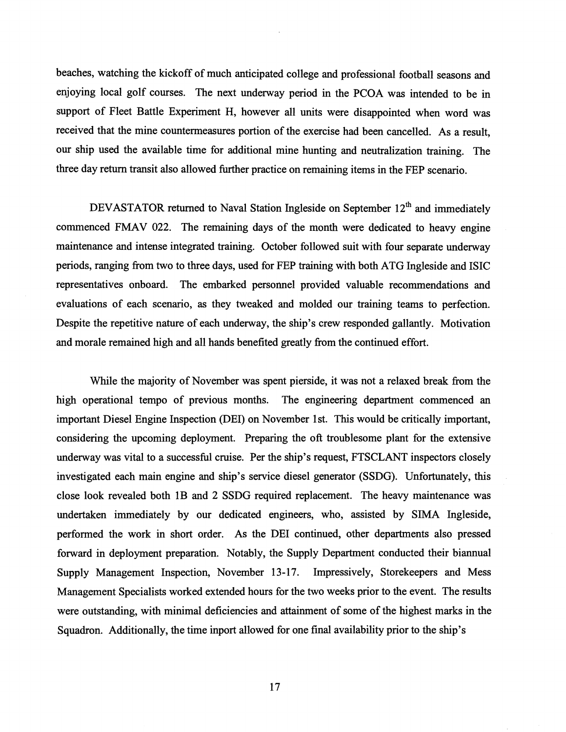beaches, watching the kickoff of much anticipated college and professional football seasons and enjoying local golf courses. The next underway period in the PCOA was intended to be in support of Fleet Battle Experiment H, however all units were disappointed when word was received that the mine countermeasures portion of the exercise had been cancelled. As a result, our ship used the available time for additional mine hunting and neutralization training. The three day return transit also allowed further practice on remaining items in the FEP scenario.

DEVASTATOR returned to Naval Station Ingleside on September 12th and immediately commenced FMAV 022. The remaining days of the month were dedicated to heavy engine maintenance and intense integrated training. October followed suit with four separate underway periods, ranging from two to three days, used for FEP training with both ATG Ingleside and ISIC representatives onboard. The embarked personnel provided valuable recommendations and evaluations of each scenario, as they tweaked and molded our training teams to perfection. Despite the repetitive nature of each underway, the ship's crew responded gallantly. Motivation and morale remained high and all hands benefited greatly from the continued effort.

While the majority of November was spent pierside, it was not a relaxed break from the high operational tempo of previous months. The engineering department commenced an important Diesel Engine Inspection (DEI) on November 1st. This would be critically important, considering the upcoming deployment. Preparing the oft troublesome plant for the extensive underway was vital to a successful cruise. Per the ship's request, FTSCLANT inspectors closely investigated each main engine and ship's service diesel generator (SSDG). Unfortunately, this close look revealed both 1B and 2 SSDG required replacement. The heavy maintenance was undertaken immediately by our dedicated engineers, who, assisted by SIMA Ingleside, performed the work in short order. As the DEI continued, other departments also pressed forward in deployment preparation. Notably, the Supply Department conducted their biannual Supply Management Inspection, November 13-17. Impressively, Storekeepers and Mess Management Specialists worked extended hours for the two weeks prior to the event. The results were outstanding, with minimal deficiencies and attainment of some of the highest marks in the Squadron. Additionally, the time inport allowed for one final availability prior to the ship's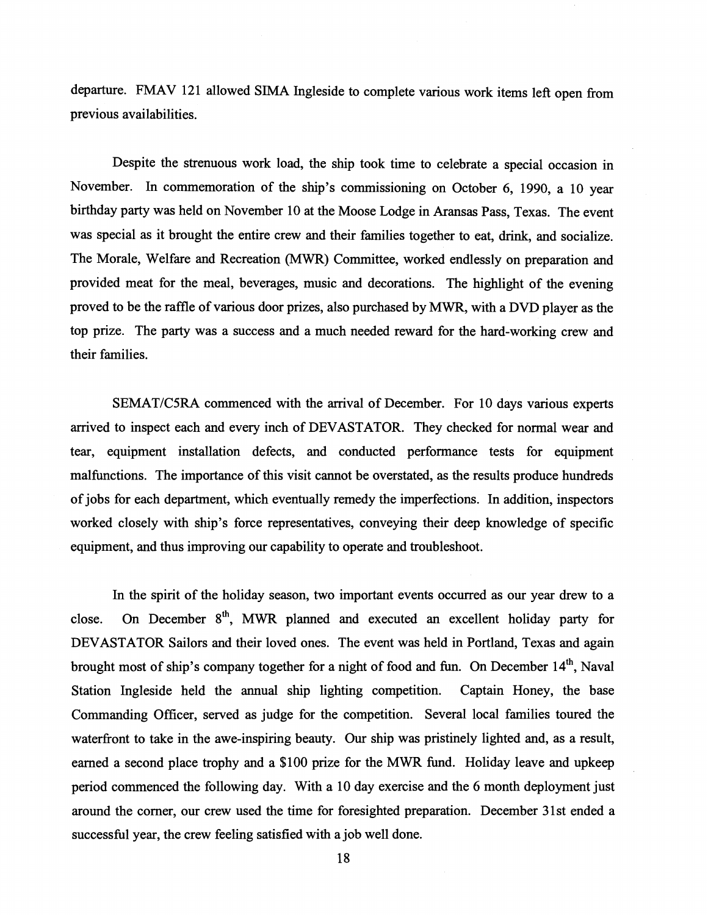departure. FMAV 121 allowed SIMA Ingleside to complete various work items left open from previous availabilities.

Despite the strenuous work load, the ship took time to celebrate a special occasion in November. In commemoration of the ship's commissioning on October 6, 1990, a 10 year birthday party was held on November 10 at the Moose Lodge in Aransas Pass, Texas. The event was special as it brought the entire crew and their families together to eat, drink, and socialize. The Morale, Welfare and Recreation (MWR) Committee, worked endlessly on preparation and provided meat for the meal, beverages, music and decorations. The highlight of the evening proved to be the raffle of various door prizes, also purchased by MWR, with a DVD player as the top prize. The party was a success and a much needed reward for the hard-working crew and their families.

SEMAT/C5RA commenced with the arrival of December. For 10 days various experts arrived to inspect each and every inch of DEVASTATOR. They checked for normal wear and tear, equipment installation defects, and conducted performance tests for equipment malfunctions. The importance of this visit cannot be overstated, as the results produce hundreds of jobs for each department, which eventually remedy the imperfections. In addition, inspectors worked closely with ship's force representatives, conveying their deep knowledge of specific equipment, and thus improving our capability to operate and troubleshoot.

In the spirit of the holiday season, two important events occurred as our year drew to a close. On December 8th, MWR planned and executed an excellent holiday party for DEVASTATOR Sailors and their loved ones. The event was held in Portland, Texas and again brought most of ship's company together for a night of food and fun. On December 14th, Naval Station Ingleside held the annual ship lighting competition. Captain Honey, the base Commanding Officer, served as judge for the competition. Several local families toured the waterfront to take in the awe-inspiring beauty. Our ship was pristinely lighted and, as a result, earned a second place trophy and a $100 prize for the MWR fund. Holiday leave and upkeep period commenced the following day. With a 10 day exercise and the 6 month deployment just around the corner, our crew used the time for foresighted preparation. December 31st ended a successful year, the crew feeling satisfied with a job well done.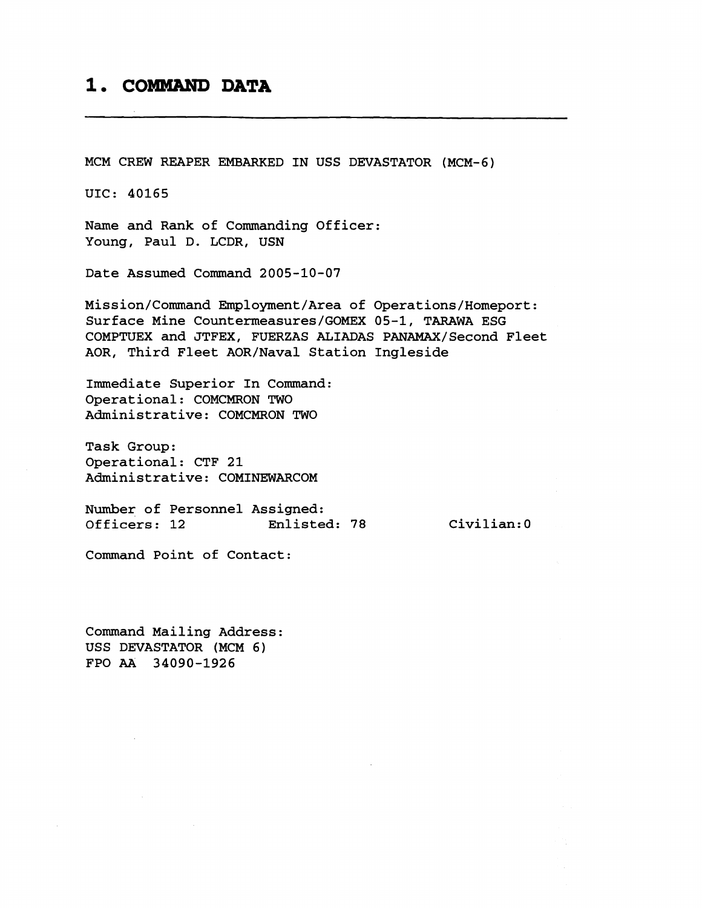# 1. COMMAND DATA

MCM CREW REAPER EMBARKED IN USS DEVASTATOR (MCM-6)

UIC: 40165

Name and Rank of Commanding Officer:
Young, Paul D. LCDR, USN

Date Assumed Command 2005-10-07

Mission/Command Employment/Area of Operations/Homeport:
Surface Mine Countermeasures/GOMEX 05-1, TARAWA ESG COMPTUEX and JTFEX, FUERZAS ALIADAS PANAMAX/Second Fleet AOR, Third Fleet AOR/Naval Station Ingleside

Immediate Superior In Command:
Operational: COMCMRON TWO
Administrative: COMCMRON TWO

Task Group:
Operational: CTF 21
Administrative: COMINEWARCOM

Number of Personnel Assigned:
Officers: 12 Enlisted: 78 Civilian:0

Command Point of Contact:

Command Mailing Address:
USS DEVASTATOR (MCM 6)
FPO AA 34090-1926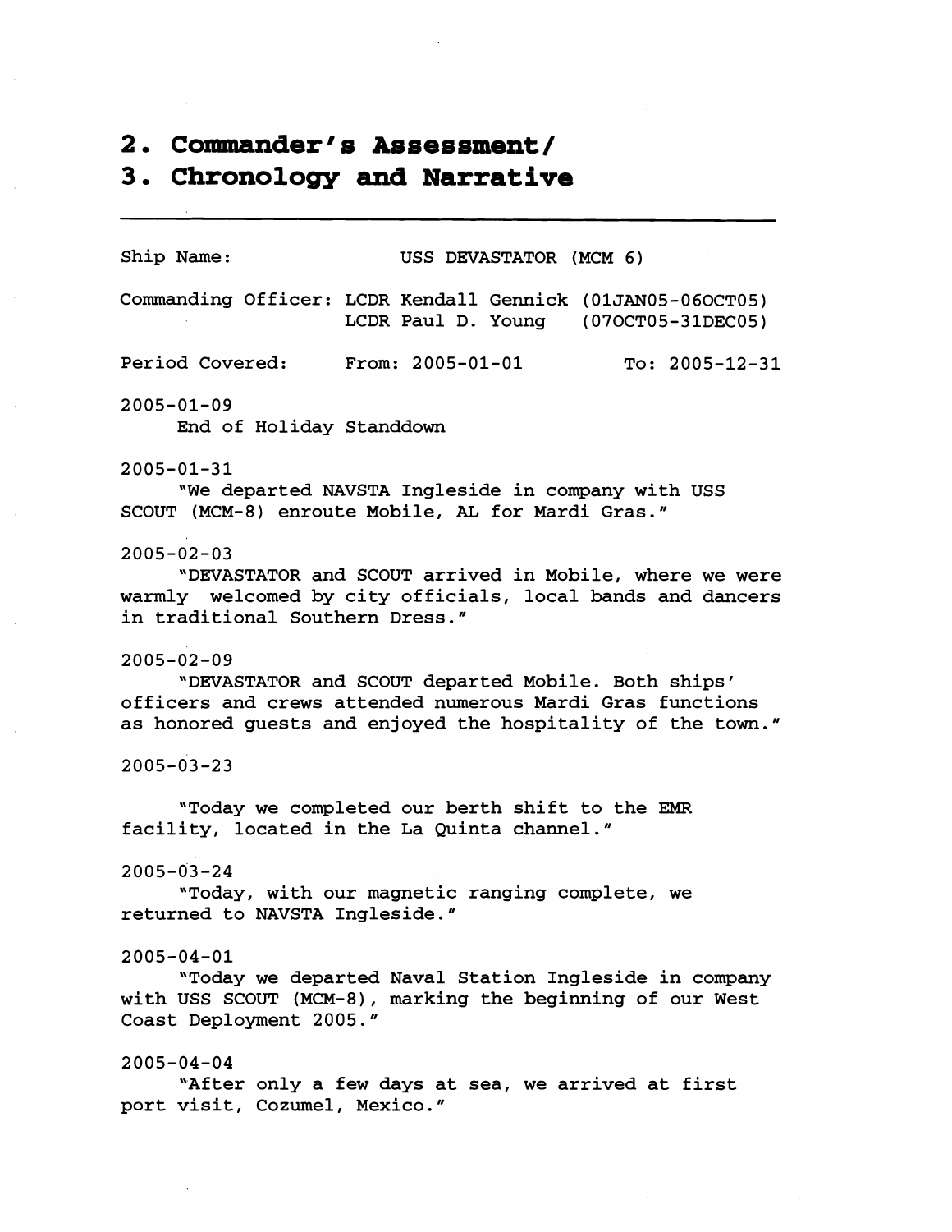# 2. Commander's Assessment/
# 3. Chronology and Narrative

---

Ship Name: USS DEVASTATOR (MCM 6)

Commanding Officer: LCDR Kendall Gennick (01JAN05-06OCT05)
LCDR Paul D. Young (07OCT05-31DEC05)

Period Covered: From: 2005-01-01 To: 2005-12-31

2005-01-09

End of Holiday Standdown

2005-01-31

"We departed NAVSTA Ingleside in company with USS SCOUT (MCM-8) enroute Mobile, AL for Mardi Gras."

2005-02-03

"DEVASTATOR and SCOUT arrived in Mobile, where we were warmly welcomed by city officials, local bands and dancers in traditional Southern Dress."

2005-02-09

"DEVASTATOR and SCOUT departed Mobile. Both ships' officers and crews attended numerous Mardi Gras functions as honored guests and enjoyed the hospitality of the town."

2005-03-23

"Today we completed our berth shift to the EMR facility, located in the La Quinta channel."

2005-03-24

"Today, with our magnetic ranging complete, we returned to NAVSTA Ingleside."

2005-04-01

"Today we departed Naval Station Ingleside in company with USS SCOUT (MCM-8), marking the beginning of our West Coast Deployment 2005."

2005-04-04

"After only a few days at sea, we arrived at first port visit, Cozumel, Mexico."